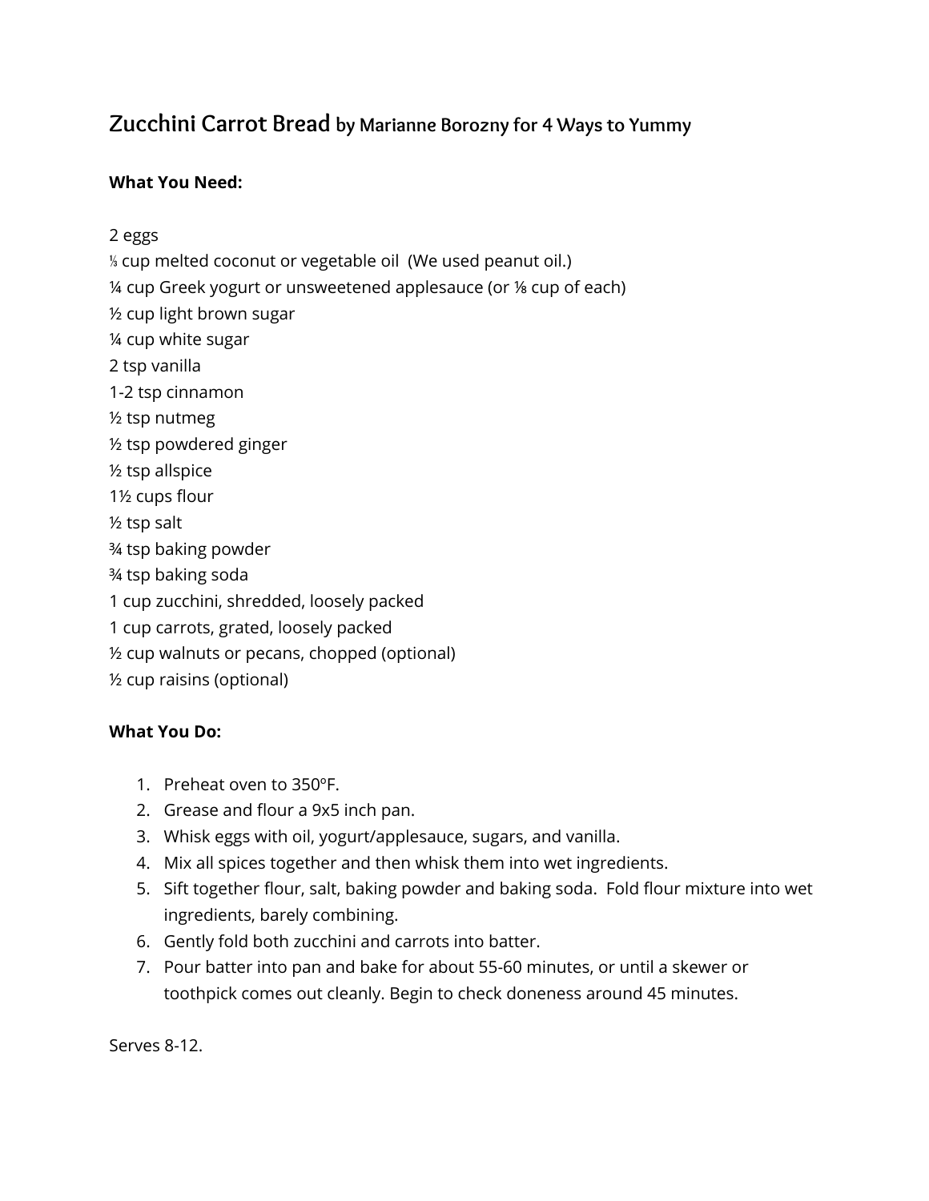# Zucchini Carrot Bread by Marianne Borozny for 4 Ways to Yummy

**What You Need:**

2 eggs
⅓ cup melted coconut or vegetable oil (We used peanut oil.)
¼ cup Greek yogurt or unsweetened applesauce (or ⅛ cup of each)
½ cup light brown sugar
¼ cup white sugar
2 tsp vanilla
1-2 tsp cinnamon
½ tsp nutmeg
½ tsp powdered ginger
½ tsp allspice
1½ cups flour
½ tsp salt
¾ tsp baking powder
¾ tsp baking soda
1 cup zucchini, shredded, loosely packed
1 cup carrots, grated, loosely packed
½ cup walnuts or pecans, chopped (optional)
½ cup raisins (optional)

**What You Do:**

1. Preheat oven to 350ºF.
2. Grease and flour a 9x5 inch pan.
3. Whisk eggs with oil, yogurt/applesauce, sugars, and vanilla.
4. Mix all spices together and then whisk them into wet ingredients.
5. Sift together flour, salt, baking powder and baking soda. Fold flour mixture into wet ingredients, barely combining.
6. Gently fold both zucchini and carrots into batter.
7. Pour batter into pan and bake for about 55-60 minutes, or until a skewer or toothpick comes out cleanly. Begin to check doneness around 45 minutes.

Serves 8-12.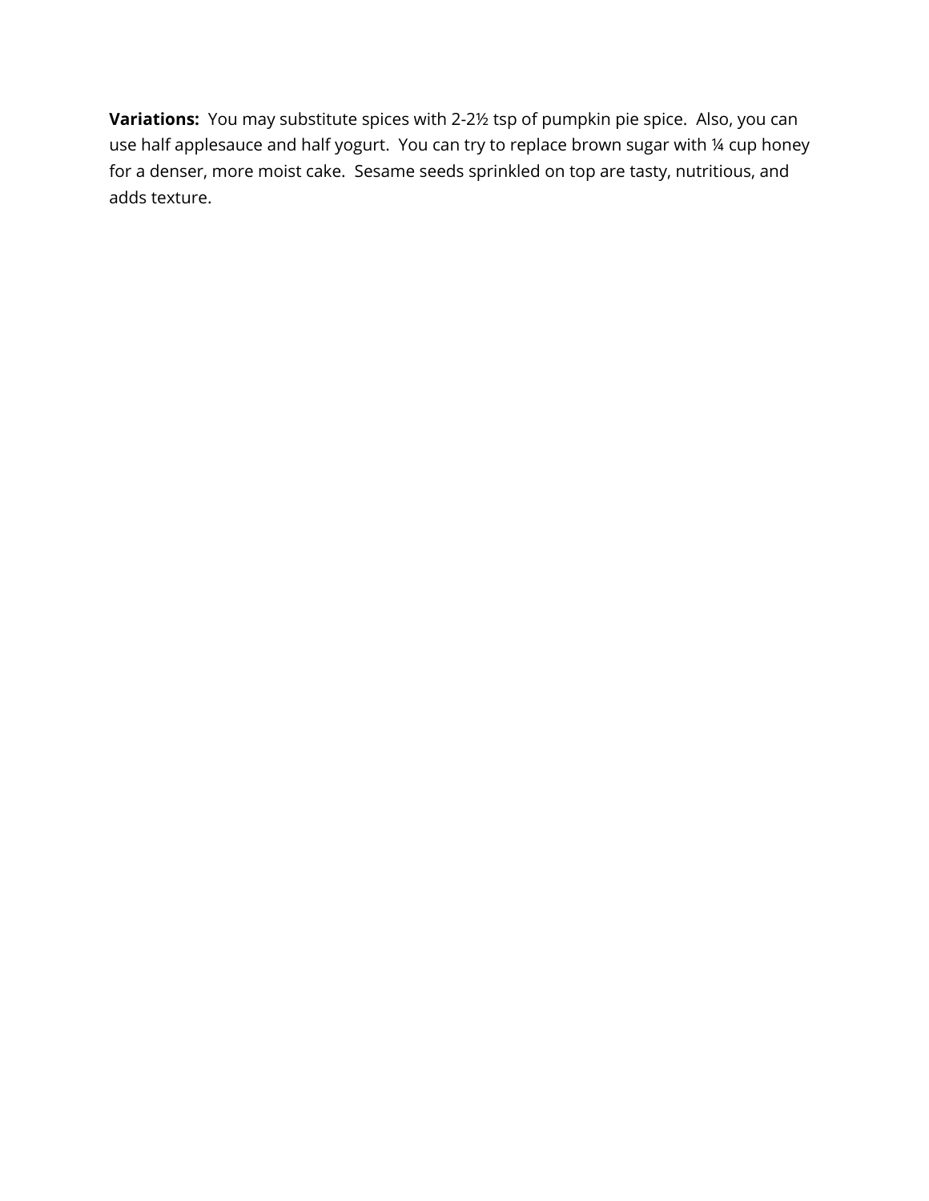**Variations:** You may substitute spices with 2-2½ tsp of pumpkin pie spice. Also, you can use half applesauce and half yogurt. You can try to replace brown sugar with ¼ cup honey for a denser, more moist cake. Sesame seeds sprinkled on top are tasty, nutritious, and adds texture.